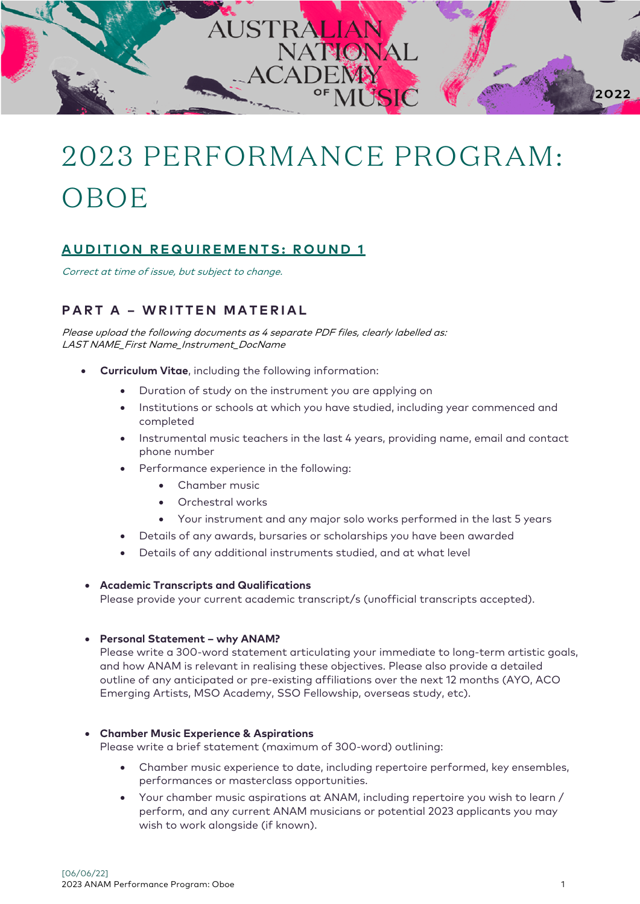# 2023 PERFORMANCE PROGRAM: OBOE

## AUDITION REQUIREMENTS: ROUND 1

*Correct at time of issue, but subject to change.*

### PART A – WRITTEN MATERIAL

*Please upload the following documents as 4 separate PDF files, clearly labelled as:*
*LAST NAME_First Name_Instrument_DocName*

- **Curriculum Vitae**, including the following information:
  - Duration of study on the instrument you are applying on
  - Institutions or schools at which you have studied, including year commenced and completed
  - Instrumental music teachers in the last 4 years, providing name, email and contact phone number
  - Performance experience in the following:
    - Chamber music
    - Orchestral works
    - Your instrument and any major solo works performed in the last 5 years
  - Details of any awards, bursaries or scholarships you have been awarded
  - Details of any additional instruments studied, and at what level

- **Academic Transcripts and Qualifications**
  Please provide your current academic transcript/s (unofficial transcripts accepted).

- **Personal Statement – why ANAM?**
  Please write a 300-word statement articulating your immediate to long-term artistic goals, and how ANAM is relevant in realising these objectives. Please also provide a detailed outline of any anticipated or pre-existing affiliations over the next 12 months (AYO, ACO Emerging Artists, MSO Academy, SSO Fellowship, overseas study, etc).

- **Chamber Music Experience & Aspirations**
  Please write a brief statement (maximum of 300-word) outlining:
  - Chamber music experience to date, including repertoire performed, key ensembles, performances or masterclass opportunities.
  - Your chamber music aspirations at ANAM, including repertoire you wish to learn / perform, and any current ANAM musicians or potential 2023 applicants you may wish to work alongside (if known).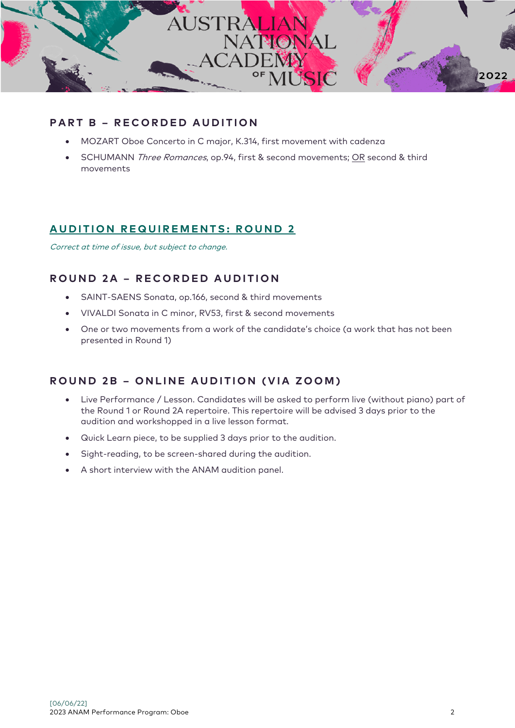## PART B – RECORDED AUDITION

- MOZART Oboe Concerto in C major, K.314, first movement with cadenza
- SCHUMANN *Three Romances*, op.94, first & second movements; OR second & third movements

## AUDITION REQUIREMENTS: ROUND 2

*Correct at time of issue, but subject to change.*

## ROUND 2A – RECORDED AUDITION

- SAINT-SAENS Sonata, op.166, second & third movements
- VIVALDI Sonata in C minor, RV53, first & second movements
- One or two movements from a work of the candidate's choice (a work that has not been presented in Round 1)

## ROUND 2B – ONLINE AUDITION (VIA ZOOM)

- Live Performance / Lesson. Candidates will be asked to perform live (without piano) part of the Round 1 or Round 2A repertoire. This repertoire will be advised 3 days prior to the audition and workshopped in a live lesson format.
- Quick Learn piece, to be supplied 3 days prior to the audition.
- Sight-reading, to be screen-shared during the audition.
- A short interview with the ANAM audition panel.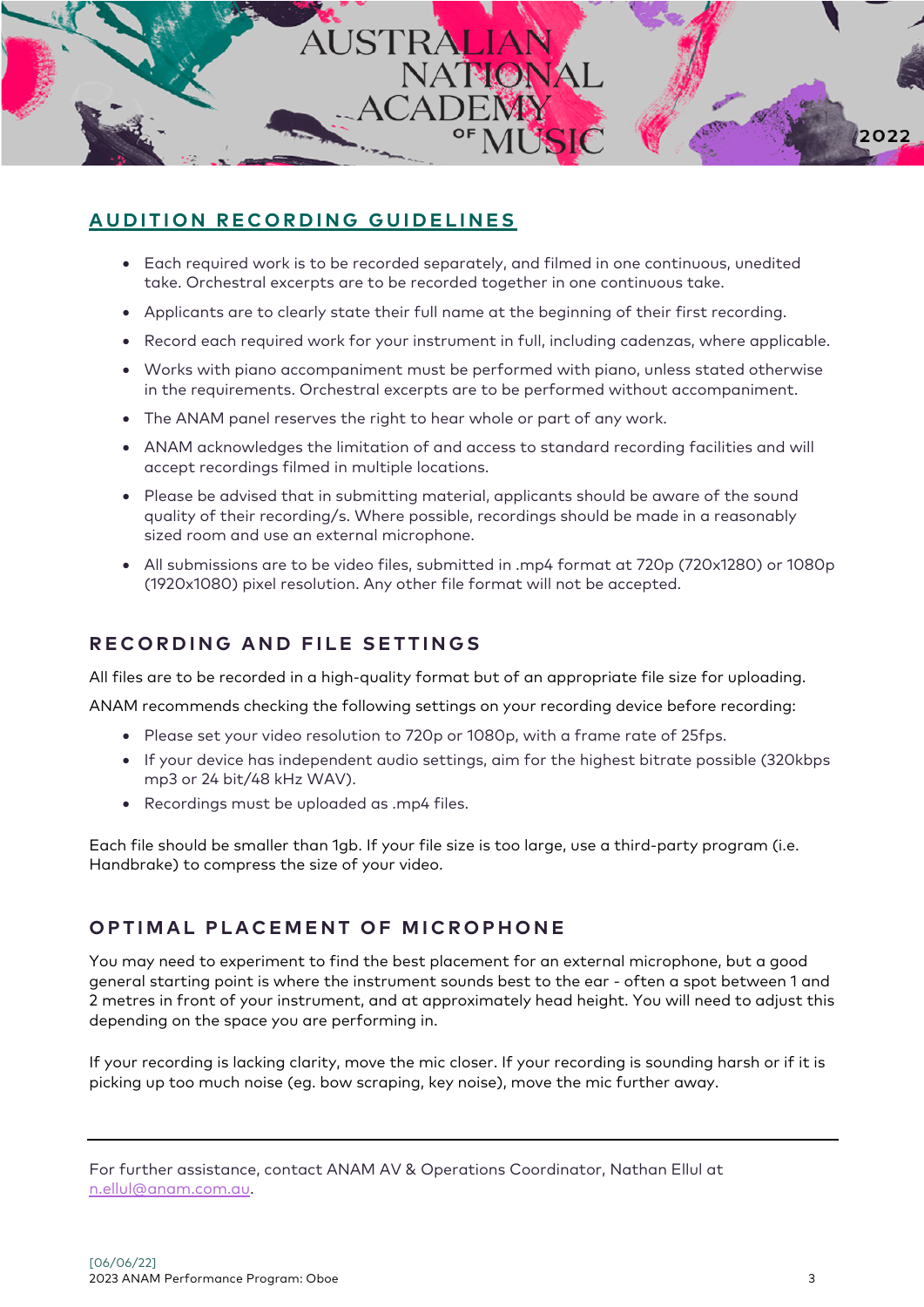## AUDITION RECORDING GUIDELINES

- Each required work is to be recorded separately, and filmed in one continuous, unedited take. Orchestral excerpts are to be recorded together in one continuous take.
- Applicants are to clearly state their full name at the beginning of their first recording.
- Record each required work for your instrument in full, including cadenzas, where applicable.
- Works with piano accompaniment must be performed with piano, unless stated otherwise in the requirements. Orchestral excerpts are to be performed without accompaniment.
- The ANAM panel reserves the right to hear whole or part of any work.
- ANAM acknowledges the limitation of and access to standard recording facilities and will accept recordings filmed in multiple locations.
- Please be advised that in submitting material, applicants should be aware of the sound quality of their recording/s. Where possible, recordings should be made in a reasonably sized room and use an external microphone.
- All submissions are to be video files, submitted in .mp4 format at 720p (720x1280) or 1080p (1920x1080) pixel resolution. Any other file format will not be accepted.

## RECORDING AND FILE SETTINGS

All files are to be recorded in a high-quality format but of an appropriate file size for uploading.

ANAM recommends checking the following settings on your recording device before recording:

- Please set your video resolution to 720p or 1080p, with a frame rate of 25fps.
- If your device has independent audio settings, aim for the highest bitrate possible (320kbps mp3 or 24 bit/48 kHz WAV).
- Recordings must be uploaded as .mp4 files.

Each file should be smaller than 1gb. If your file size is too large, use a third-party program (i.e. Handbrake) to compress the size of your video.

## OPTIMAL PLACEMENT OF MICROPHONE

You may need to experiment to find the best placement for an external microphone, but a good general starting point is where the instrument sounds best to the ear - often a spot between 1 and 2 metres in front of your instrument, and at approximately head height. You will need to adjust this depending on the space you are performing in.

If your recording is lacking clarity, move the mic closer. If your recording is sounding harsh or if it is picking up too much noise (eg. bow scraping, key noise), move the mic further away.

---

For further assistance, contact ANAM AV & Operations Coordinator, Nathan Ellul at n.ellul@anam.com.au.